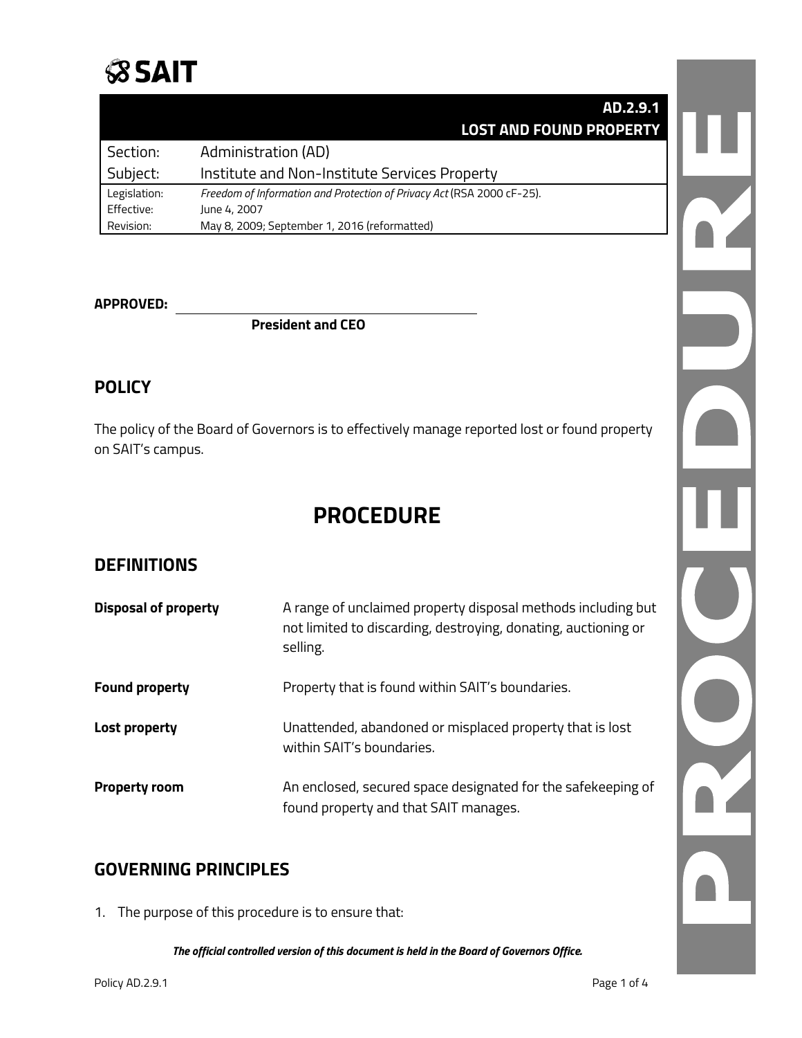**SAIT**

| | **AD.2.9.1**<br>**LOST AND FOUND PROPERTY** |
|---|---|
| Section: | Administration (AD) |
| Subject: | Institute and Non-Institute Services Property |
| Legislation: | *Freedom of Information and Protection of Privacy Act* (RSA 2000 cF-25). |
| Effective: | June 4, 2007 |
| Revision: | May 8, 2009; September 1, 2016 (reformatted) |

**APPROVED:** ______________________________

**President and CEO**

## POLICY

The policy of the Board of Governors is to effectively manage reported lost or found property on SAIT's campus.

# PROCEDURE

## DEFINITIONS

| | |
|---|---|
| **Disposal of property** | A range of unclaimed property disposal methods including but not limited to discarding, destroying, donating, auctioning or selling. |
| **Found property** | Property that is found within SAIT's boundaries. |
| **Lost property** | Unattended, abandoned or misplaced property that is lost within SAIT's boundaries. |
| **Property room** | An enclosed, secured space designated for the safekeeping of found property and that SAIT manages. |

## GOVERNING PRINCIPLES

1. The purpose of this procedure is to ensure that:

***The official controlled version of this document is held in the Board of Governors Office.***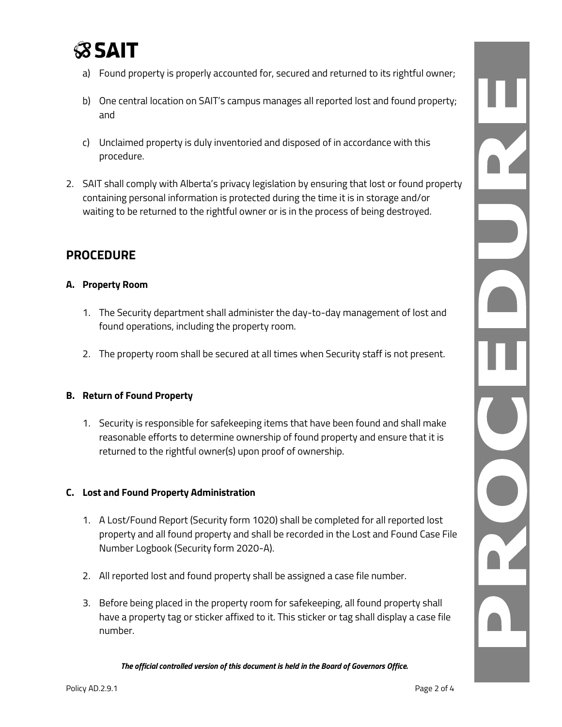a) Found property is properly accounted for, secured and returned to its rightful owner;

b) One central location on SAIT's campus manages all reported lost and found property; and

c) Unclaimed property is duly inventoried and disposed of in accordance with this procedure.

2. SAIT shall comply with Alberta's privacy legislation by ensuring that lost or found property containing personal information is protected during the time it is in storage and/or waiting to be returned to the rightful owner or is in the process of being destroyed.

## PROCEDURE

### A. Property Room

1. The Security department shall administer the day-to-day management of lost and found operations, including the property room.

2. The property room shall be secured at all times when Security staff is not present.

### B. Return of Found Property

1. Security is responsible for safekeeping items that have been found and shall make reasonable efforts to determine ownership of found property and ensure that it is returned to the rightful owner(s) upon proof of ownership.

### C. Lost and Found Property Administration

1. A Lost/Found Report (Security form 1020) shall be completed for all reported lost property and all found property and shall be recorded in the Lost and Found Case File Number Logbook (Security form 2020-A).

2. All reported lost and found property shall be assigned a case file number.

3. Before being placed in the property room for safekeeping, all found property shall have a property tag or sticker affixed to it. This sticker or tag shall display a case file number.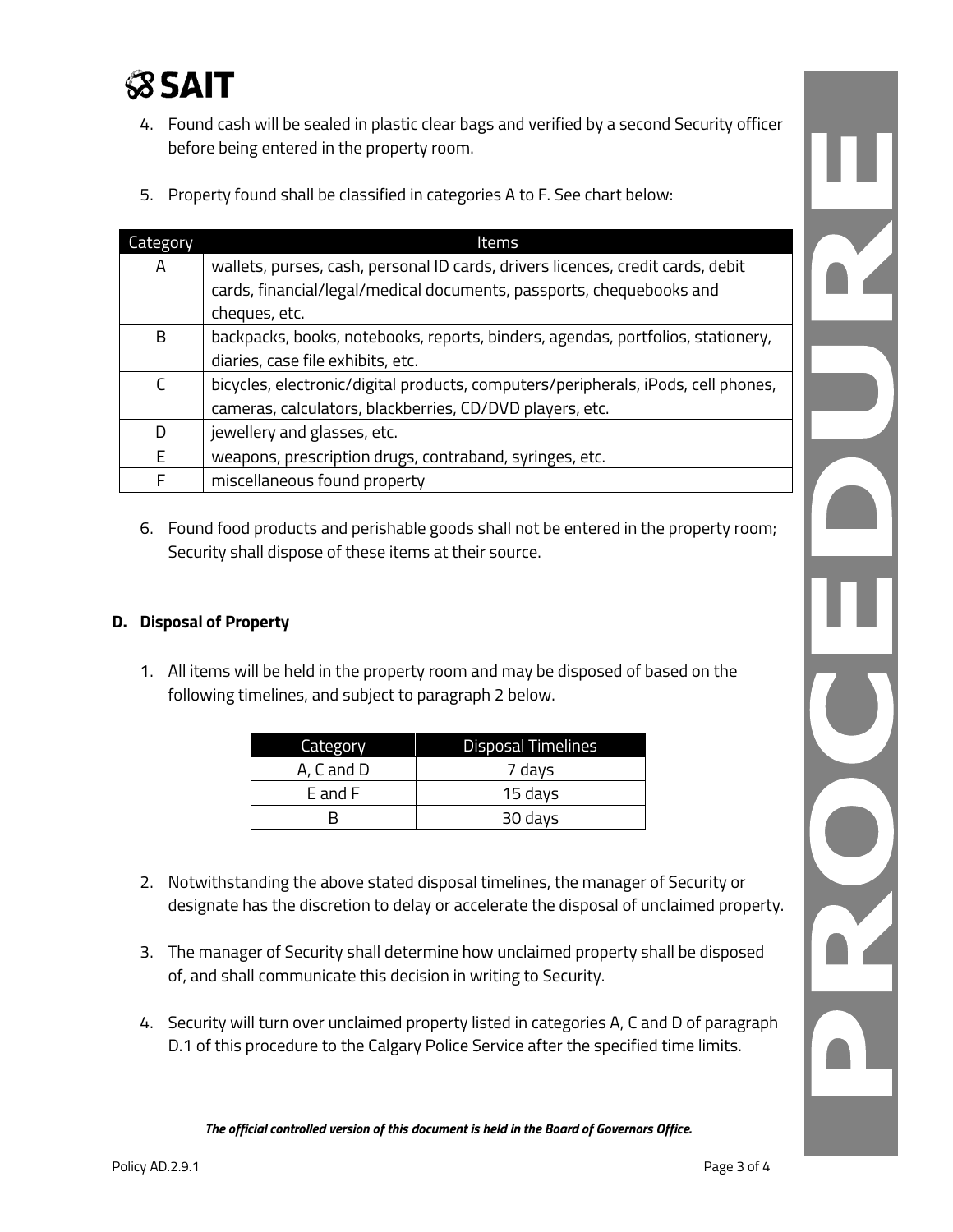4. Found cash will be sealed in plastic clear bags and verified by a second Security officer before being entered in the property room.

5. Property found shall be classified in categories A to F. See chart below:

| Category | Items |
|---|---|
| A | wallets, purses, cash, personal ID cards, drivers licences, credit cards, debit cards, financial/legal/medical documents, passports, chequebooks and cheques, etc. |
| B | backpacks, books, notebooks, reports, binders, agendas, portfolios, stationery, diaries, case file exhibits, etc. |
| C | bicycles, electronic/digital products, computers/peripherals, iPods, cell phones, cameras, calculators, blackberries, CD/DVD players, etc. |
| D | jewellery and glasses, etc. |
| E | weapons, prescription drugs, contraband, syringes, etc. |
| F | miscellaneous found property |

6. Found food products and perishable goods shall not be entered in the property room; Security shall dispose of these items at their source.

## D. Disposal of Property

1. All items will be held in the property room and may be disposed of based on the following timelines, and subject to paragraph 2 below.

| Category | Disposal Timelines |
|---|---|
| A, C and D | 7 days |
| E and F | 15 days |
| B | 30 days |

2. Notwithstanding the above stated disposal timelines, the manager of Security or designate has the discretion to delay or accelerate the disposal of unclaimed property.

3. The manager of Security shall determine how unclaimed property shall be disposed of, and shall communicate this decision in writing to Security.

4. Security will turn over unclaimed property listed in categories A, C and D of paragraph D.1 of this procedure to the Calgary Police Service after the specified time limits.

***The official controlled version of this document is held in the Board of Governors Office.***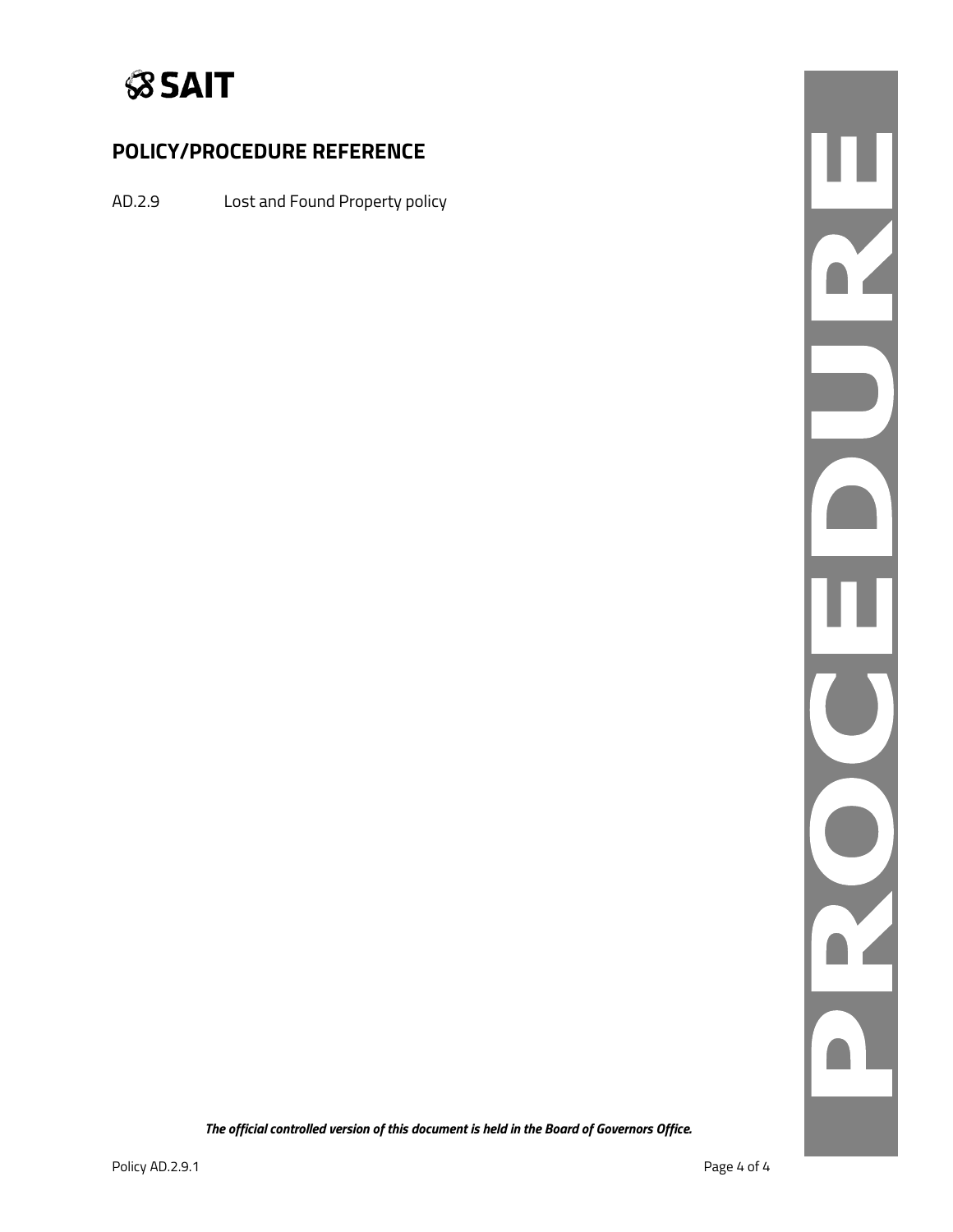## POLICY/PROCEDURE REFERENCE

AD.2.9 Lost and Found Property policy

***The official controlled version of this document is held in the Board of Governors Office.***